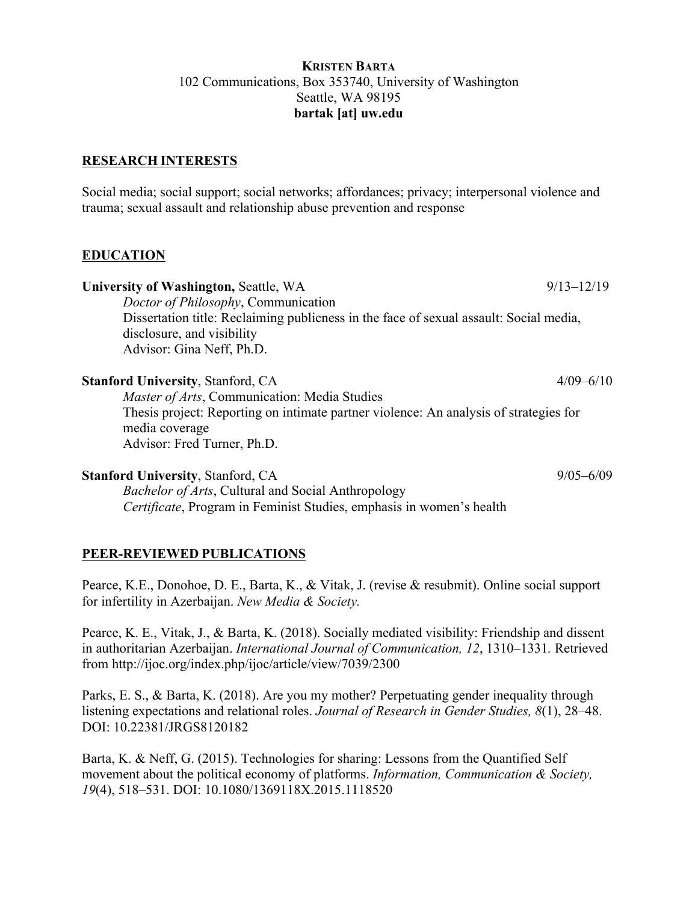**KRISTEN BARTA**
102 Communications, Box 353740, University of Washington
Seattle, WA 98195
**bartak [at] uw.edu**

## RESEARCH INTERESTS

Social media; social support; social networks; affordances; privacy; interpersonal violence and trauma; sexual assault and relationship abuse prevention and response

## EDUCATION

**University of Washington,** Seattle, WA — 9/13–12/19
*Doctor of Philosophy*, Communication
Dissertation title: Reclaiming publicness in the face of sexual assault: Social media, disclosure, and visibility
Advisor: Gina Neff, Ph.D.

**Stanford University**, Stanford, CA — 4/09–6/10
*Master of Arts*, Communication: Media Studies
Thesis project: Reporting on intimate partner violence: An analysis of strategies for media coverage
Advisor: Fred Turner, Ph.D.

**Stanford University**, Stanford, CA — 9/05–6/09
*Bachelor of Arts*, Cultural and Social Anthropology
*Certificate*, Program in Feminist Studies, emphasis in women's health

## PEER-REVIEWED PUBLICATIONS

Pearce, K.E., Donohoe, D. E., Barta, K., & Vitak, J. (revise & resubmit). Online social support for infertility in Azerbaijan. *New Media & Society.*

Pearce, K. E., Vitak, J., & Barta, K. (2018). Socially mediated visibility: Friendship and dissent in authoritarian Azerbaijan. *International Journal of Communication, 12*, 1310–1331. Retrieved from http://ijoc.org/index.php/ijoc/article/view/7039/2300

Parks, E. S., & Barta, K. (2018). Are you my mother? Perpetuating gender inequality through listening expectations and relational roles. *Journal of Research in Gender Studies, 8*(1), 28–48. DOI: 10.22381/JRGS8120182

Barta, K. & Neff, G. (2015). Technologies for sharing: Lessons from the Quantified Self movement about the political economy of platforms. *Information, Communication & Society, 19*(4), 518–531. DOI: 10.1080/1369118X.2015.1118520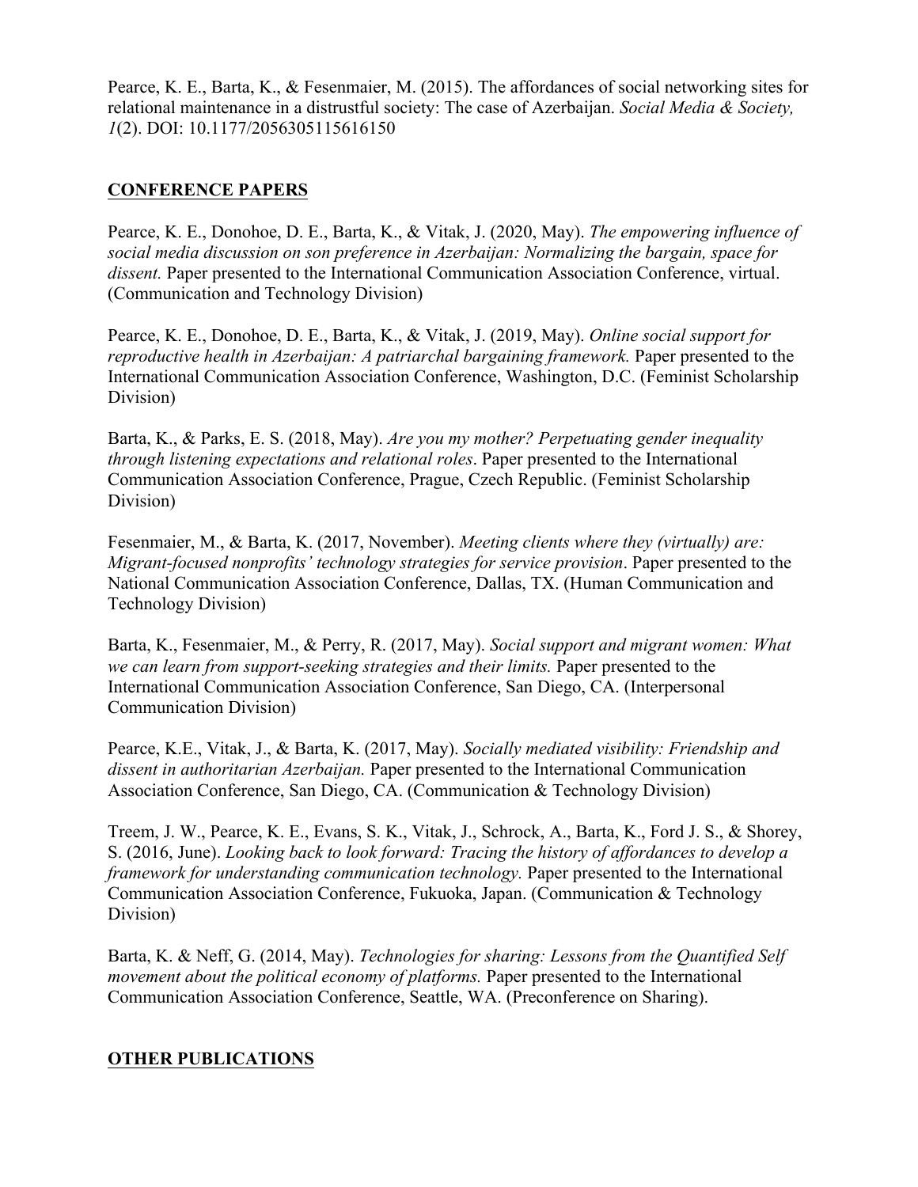Pearce, K. E., Barta, K., & Fesenmaier, M. (2015). The affordances of social networking sites for relational maintenance in a distrustful society: The case of Azerbaijan. *Social Media & Society, 1*(2). DOI: 10.1177/2056305115616150

## CONFERENCE PAPERS

Pearce, K. E., Donohoe, D. E., Barta, K., & Vitak, J. (2020, May). *The empowering influence of social media discussion on son preference in Azerbaijan: Normalizing the bargain, space for dissent.* Paper presented to the International Communication Association Conference, virtual. (Communication and Technology Division)

Pearce, K. E., Donohoe, D. E., Barta, K., & Vitak, J. (2019, May). *Online social support for reproductive health in Azerbaijan: A patriarchal bargaining framework.* Paper presented to the International Communication Association Conference, Washington, D.C. (Feminist Scholarship Division)

Barta, K., & Parks, E. S. (2018, May). *Are you my mother? Perpetuating gender inequality through listening expectations and relational roles*. Paper presented to the International Communication Association Conference, Prague, Czech Republic. (Feminist Scholarship Division)

Fesenmaier, M., & Barta, K. (2017, November). *Meeting clients where they (virtually) are: Migrant-focused nonprofits' technology strategies for service provision*. Paper presented to the National Communication Association Conference, Dallas, TX. (Human Communication and Technology Division)

Barta, K., Fesenmaier, M., & Perry, R. (2017, May). *Social support and migrant women: What we can learn from support-seeking strategies and their limits.* Paper presented to the International Communication Association Conference, San Diego, CA. (Interpersonal Communication Division)

Pearce, K.E., Vitak, J., & Barta, K. (2017, May). *Socially mediated visibility: Friendship and dissent in authoritarian Azerbaijan.* Paper presented to the International Communication Association Conference, San Diego, CA. (Communication & Technology Division)

Treem, J. W., Pearce, K. E., Evans, S. K., Vitak, J., Schrock, A., Barta, K., Ford J. S., & Shorey, S. (2016, June). *Looking back to look forward: Tracing the history of affordances to develop a framework for understanding communication technology.* Paper presented to the International Communication Association Conference, Fukuoka, Japan. (Communication & Technology Division)

Barta, K. & Neff, G. (2014, May). *Technologies for sharing: Lessons from the Quantified Self movement about the political economy of platforms.* Paper presented to the International Communication Association Conference, Seattle, WA. (Preconference on Sharing).

## OTHER PUBLICATIONS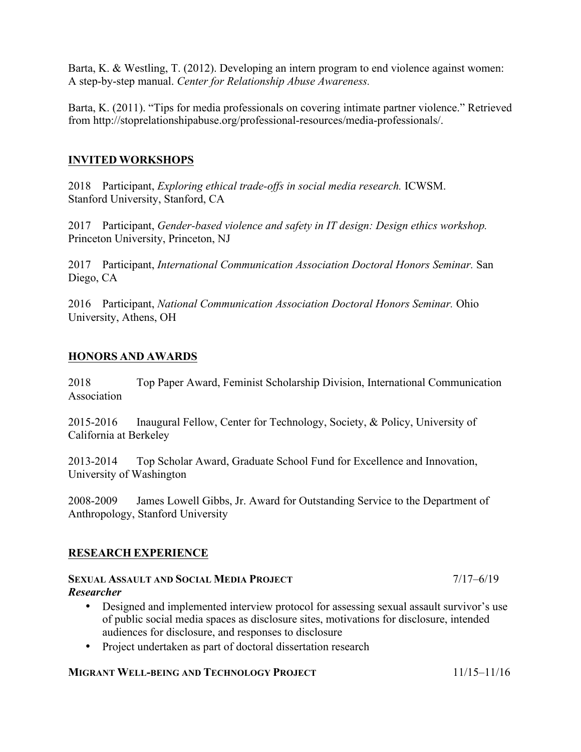Barta, K. & Westling, T. (2012). Developing an intern program to end violence against women: A step-by-step manual. *Center for Relationship Abuse Awareness.*

Barta, K. (2011). "Tips for media professionals on covering intimate partner violence." Retrieved from http://stoprelationshipabuse.org/professional-resources/media-professionals/.

## INVITED WORKSHOPS

2018 Participant, *Exploring ethical trade-offs in social media research.* ICWSM. Stanford University, Stanford, CA

2017 Participant, *Gender-based violence and safety in IT design: Design ethics workshop.* Princeton University, Princeton, NJ

2017 Participant, *International Communication Association Doctoral Honors Seminar.* San Diego, CA

2016 Participant, *National Communication Association Doctoral Honors Seminar.* Ohio University, Athens, OH

## HONORS AND AWARDS

2018 Top Paper Award, Feminist Scholarship Division, International Communication Association

2015-2016 Inaugural Fellow, Center for Technology, Society, & Policy, University of California at Berkeley

2013-2014 Top Scholar Award, Graduate School Fund for Excellence and Innovation, University of Washington

2008-2009 James Lowell Gibbs, Jr. Award for Outstanding Service to the Department of Anthropology, Stanford University

## RESEARCH EXPERIENCE

**SEXUAL ASSAULT AND SOCIAL MEDIA PROJECT** 7/17–6/19
***Researcher***

- Designed and implemented interview protocol for assessing sexual assault survivor's use of public social media spaces as disclosure sites, motivations for disclosure, intended audiences for disclosure, and responses to disclosure
- Project undertaken as part of doctoral dissertation research

**MIGRANT WELL-BEING AND TECHNOLOGY PROJECT** 11/15–11/16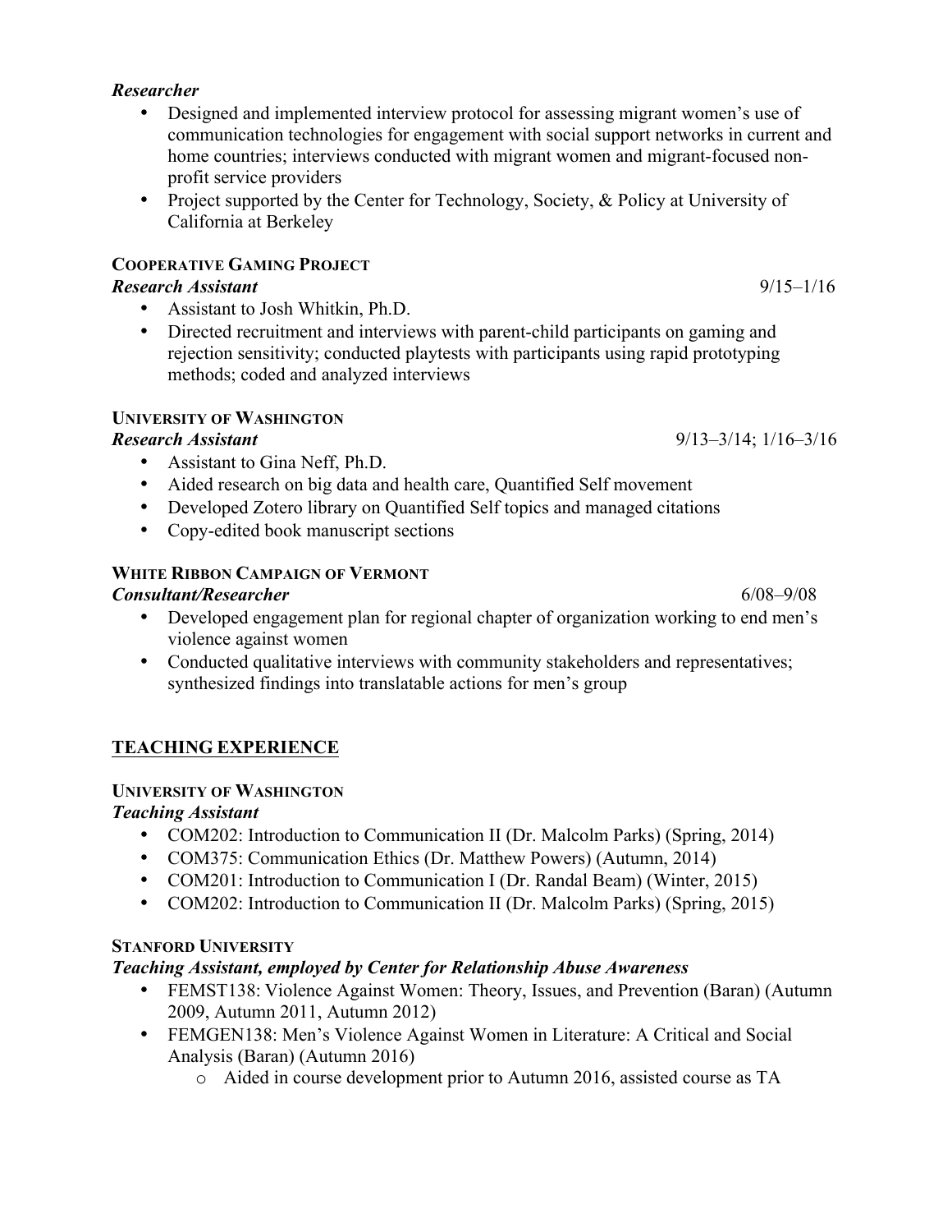***Researcher***

- Designed and implemented interview protocol for assessing migrant women's use of communication technologies for engagement with social support networks in current and home countries; interviews conducted with migrant women and migrant-focused non-profit service providers
- Project supported by the Center for Technology, Society, & Policy at University of California at Berkeley

**COOPERATIVE GAMING PROJECT**

***Research Assistant*** 9/15–1/16

- Assistant to Josh Whitkin, Ph.D.
- Directed recruitment and interviews with parent-child participants on gaming and rejection sensitivity; conducted playtests with participants using rapid prototyping methods; coded and analyzed interviews

**UNIVERSITY OF WASHINGTON**

***Research Assistant*** 9/13–3/14; 1/16–3/16

- Assistant to Gina Neff, Ph.D.
- Aided research on big data and health care, Quantified Self movement
- Developed Zotero library on Quantified Self topics and managed citations
- Copy-edited book manuscript sections

**WHITE RIBBON CAMPAIGN OF VERMONT**

***Consultant/Researcher*** 6/08–9/08

- Developed engagement plan for regional chapter of organization working to end men's violence against women
- Conducted qualitative interviews with community stakeholders and representatives; synthesized findings into translatable actions for men's group

## TEACHING EXPERIENCE

**UNIVERSITY OF WASHINGTON**

***Teaching Assistant***

- COM202: Introduction to Communication II (Dr. Malcolm Parks) (Spring, 2014)
- COM375: Communication Ethics (Dr. Matthew Powers) (Autumn, 2014)
- COM201: Introduction to Communication I (Dr. Randal Beam) (Winter, 2015)
- COM202: Introduction to Communication II (Dr. Malcolm Parks) (Spring, 2015)

**STANFORD UNIVERSITY**

***Teaching Assistant, employed by Center for Relationship Abuse Awareness***

- FEMST138: Violence Against Women: Theory, Issues, and Prevention (Baran) (Autumn 2009, Autumn 2011, Autumn 2012)
- FEMGEN138: Men's Violence Against Women in Literature: A Critical and Social Analysis (Baran) (Autumn 2016)
    - Aided in course development prior to Autumn 2016, assisted course as TA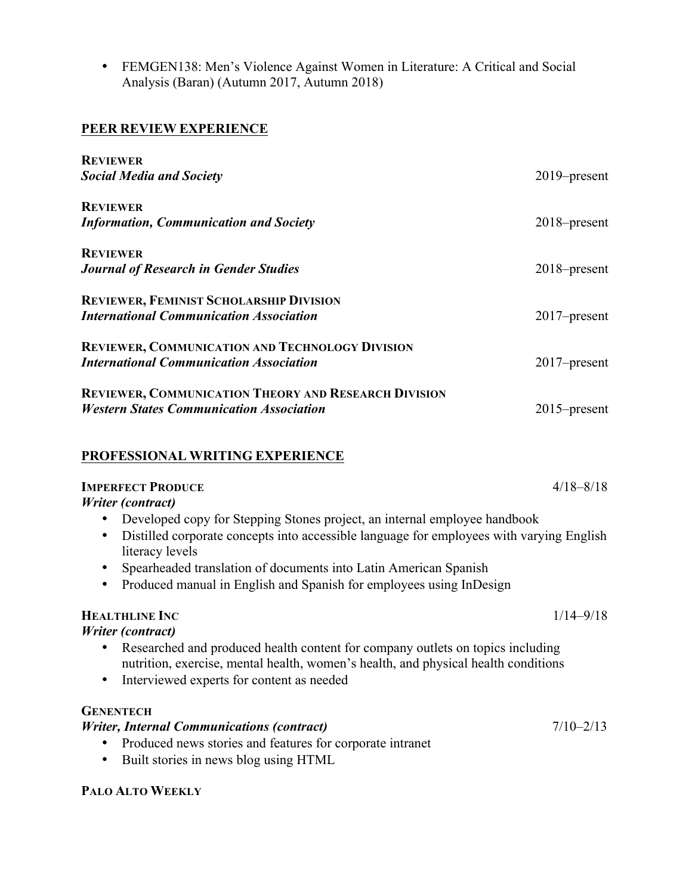- FEMGEN138: Men's Violence Against Women in Literature: A Critical and Social Analysis (Baran) (Autumn 2017, Autumn 2018)

## PEER REVIEW EXPERIENCE

**REVIEWER**
***Social Media and Society*** 2019–present

**REVIEWER**
***Information, Communication and Society*** 2018–present

**REVIEWER**
***Journal of Research in Gender Studies*** 2018–present

**REVIEWER, FEMINIST SCHOLARSHIP DIVISION**
***International Communication Association*** 2017–present

**REVIEWER, COMMUNICATION AND TECHNOLOGY DIVISION**
***International Communication Association*** 2017–present

**REVIEWER, COMMUNICATION THEORY AND RESEARCH DIVISION**
***Western States Communication Association*** 2015–present

## PROFESSIONAL WRITING EXPERIENCE

**IMPERFECT PRODUCE** 4/18–8/18
***Writer (contract)***

- Developed copy for Stepping Stones project, an internal employee handbook
- Distilled corporate concepts into accessible language for employees with varying English literacy levels
- Spearheaded translation of documents into Latin American Spanish
- Produced manual in English and Spanish for employees using InDesign

**HEALTHLINE INC** 1/14–9/18
***Writer (contract)***

- Researched and produced health content for company outlets on topics including nutrition, exercise, mental health, women's health, and physical health conditions
- Interviewed experts for content as needed

**GENENTECH**
***Writer, Internal Communications (contract)*** 7/10–2/13

- Produced news stories and features for corporate intranet
- Built stories in news blog using HTML

**PALO ALTO WEEKLY**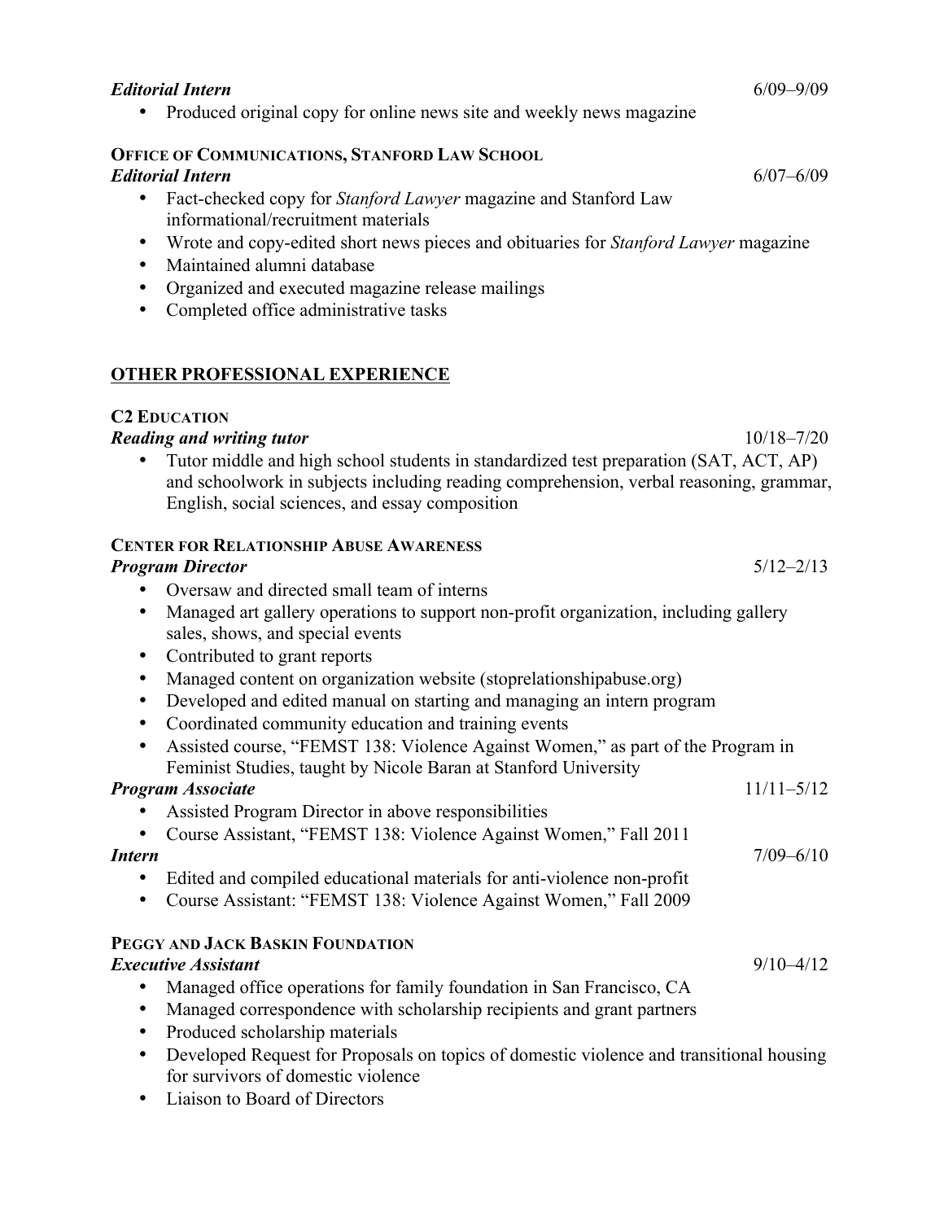***Editorial Intern*** 6/09–9/09

- Produced original copy for online news site and weekly news magazine

**OFFICE OF COMMUNICATIONS, STANFORD LAW SCHOOL**

***Editorial Intern*** 6/07–6/09

- Fact-checked copy for *Stanford Lawyer* magazine and Stanford Law informational/recruitment materials
- Wrote and copy-edited short news pieces and obituaries for *Stanford Lawyer* magazine
- Maintained alumni database
- Organized and executed magazine release mailings
- Completed office administrative tasks

## OTHER PROFESSIONAL EXPERIENCE

**C2 EDUCATION**

***Reading and writing tutor*** 10/18–7/20

- Tutor middle and high school students in standardized test preparation (SAT, ACT, AP) and schoolwork in subjects including reading comprehension, verbal reasoning, grammar, English, social sciences, and essay composition

**CENTER FOR RELATIONSHIP ABUSE AWARENESS**

***Program Director*** 5/12–2/13

- Oversaw and directed small team of interns
- Managed art gallery operations to support non-profit organization, including gallery sales, shows, and special events
- Contributed to grant reports
- Managed content on organization website (stoprelationshipabuse.org)
- Developed and edited manual on starting and managing an intern program
- Coordinated community education and training events
- Assisted course, "FEMST 138: Violence Against Women," as part of the Program in Feminist Studies, taught by Nicole Baran at Stanford University

***Program Associate*** 11/11–5/12

- Assisted Program Director in above responsibilities
- Course Assistant, "FEMST 138: Violence Against Women," Fall 2011

***Intern*** 7/09–6/10

- Edited and compiled educational materials for anti-violence non-profit
- Course Assistant: "FEMST 138: Violence Against Women," Fall 2009

**PEGGY AND JACK BASKIN FOUNDATION**

***Executive Assistant*** 9/10–4/12

- Managed office operations for family foundation in San Francisco, CA
- Managed correspondence with scholarship recipients and grant partners
- Produced scholarship materials
- Developed Request for Proposals on topics of domestic violence and transitional housing for survivors of domestic violence
- Liaison to Board of Directors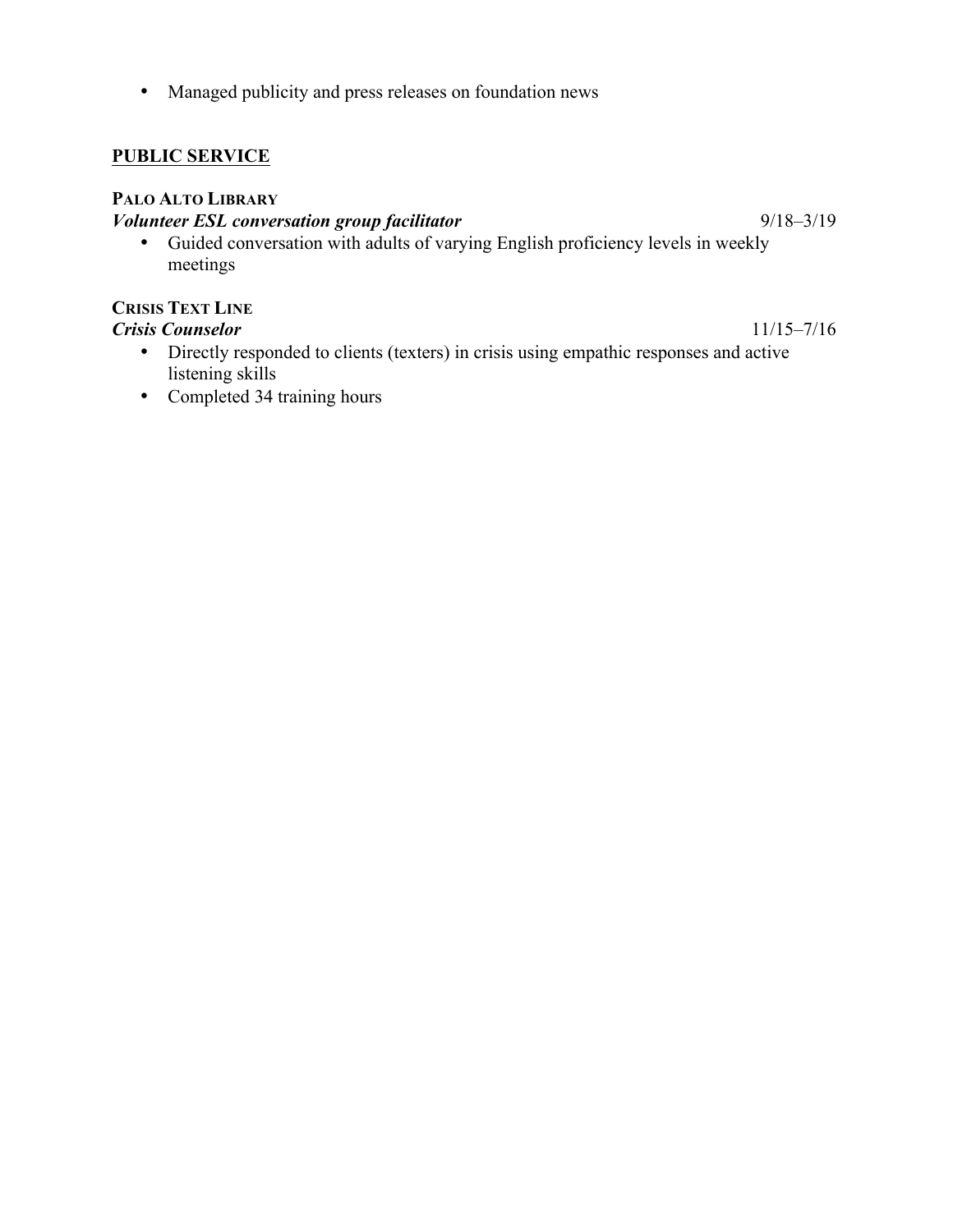- Managed publicity and press releases on foundation news

## PUBLIC SERVICE

**PALO ALTO LIBRARY**
***Volunteer ESL conversation group facilitator*** 9/18–3/19

- Guided conversation with adults of varying English proficiency levels in weekly meetings

**CRISIS TEXT LINE**
***Crisis Counselor*** 11/15–7/16

- Directly responded to clients (texters) in crisis using empathic responses and active listening skills
- Completed 34 training hours